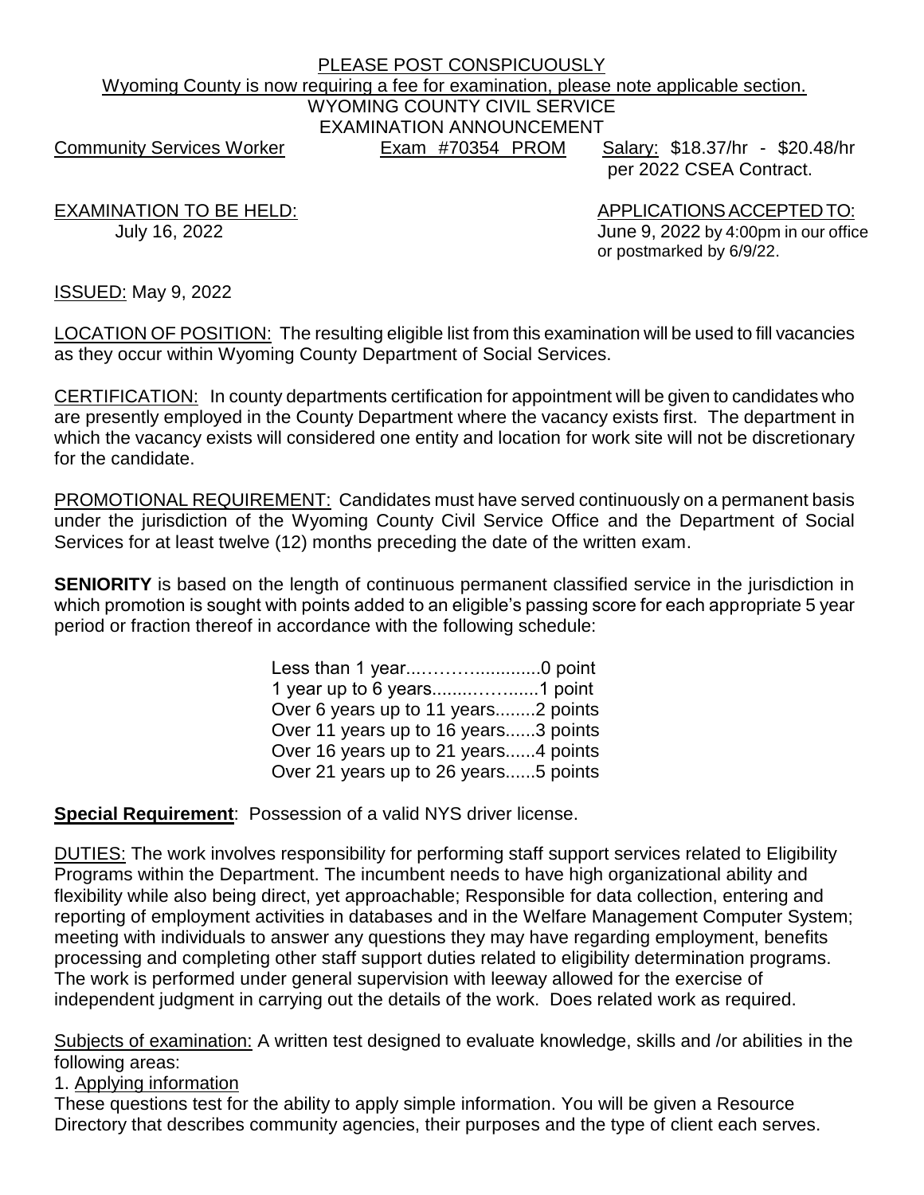PLEASE POST CONSPICUOUSLY

Wyoming County is now requiring a fee for examination, please note applicable section.

WYOMING COUNTY CIVIL SERVICE
EXAMINATION ANNOUNCEMENT

Community Services Worker | Exam #70354 PROM | Salary: $18.37/hr - $20.48/hr per 2022 CSEA Contract.

EXAMINATION TO BE HELD:
July 16, 2022

APPLICATIONS ACCEPTED TO:
June 9, 2022 by 4:00pm in our office or postmarked by 6/9/22.

ISSUED: May 9, 2022

LOCATION OF POSITION: The resulting eligible list from this examination will be used to fill vacancies as they occur within Wyoming County Department of Social Services.

CERTIFICATION: In county departments certification for appointment will be given to candidates who are presently employed in the County Department where the vacancy exists first. The department in which the vacancy exists will considered one entity and location for work site will not be discretionary for the candidate.

PROMOTIONAL REQUIREMENT: Candidates must have served continuously on a permanent basis under the jurisdiction of the Wyoming County Civil Service Office and the Department of Social Services for at least twelve (12) months preceding the date of the written exam.

**SENIORITY** is based on the length of continuous permanent classified service in the jurisdiction in which promotion is sought with points added to an eligible's passing score for each appropriate 5 year period or fraction thereof in accordance with the following schedule:

Less than 1 year....……….............0 point
1 year up to 6 years........…….......1 point
Over 6 years up to 11 years........2 points
Over 11 years up to 16 years......3 points
Over 16 years up to 21 years......4 points
Over 21 years up to 26 years......5 points

**Special Requirement**: Possession of a valid NYS driver license.

DUTIES: The work involves responsibility for performing staff support services related to Eligibility Programs within the Department. The incumbent needs to have high organizational ability and flexibility while also being direct, yet approachable; Responsible for data collection, entering and reporting of employment activities in databases and in the Welfare Management Computer System; meeting with individuals to answer any questions they may have regarding employment, benefits processing and completing other staff support duties related to eligibility determination programs. The work is performed under general supervision with leeway allowed for the exercise of independent judgment in carrying out the details of the work. Does related work as required.

Subjects of examination: A written test designed to evaluate knowledge, skills and /or abilities in the following areas:

1. Applying information

These questions test for the ability to apply simple information. You will be given a Resource Directory that describes community agencies, their purposes and the type of client each serves.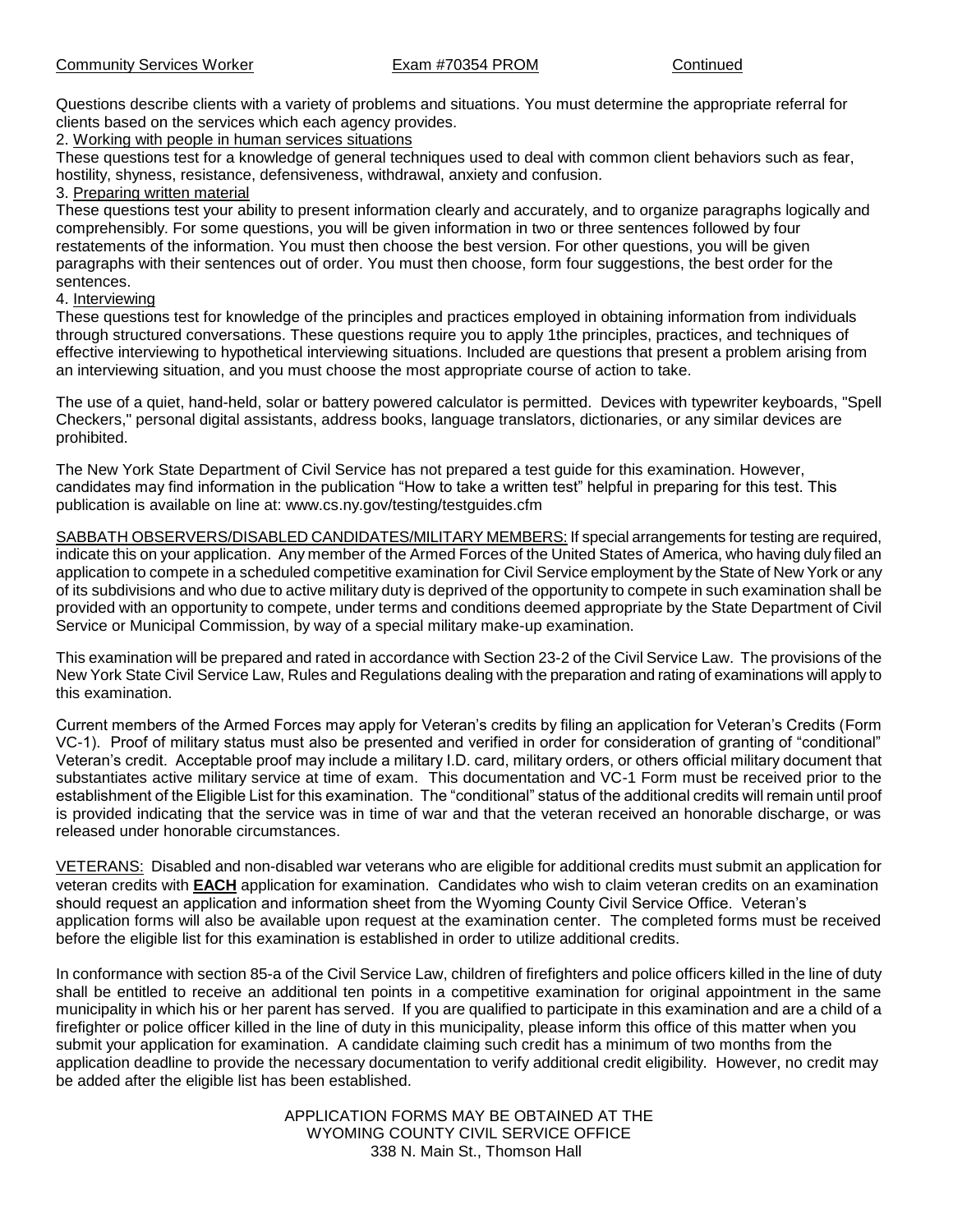Questions describe clients with a variety of problems and situations. You must determine the appropriate referral for clients based on the services which each agency provides.

2. Working with people in human services situations

These questions test for a knowledge of general techniques used to deal with common client behaviors such as fear, hostility, shyness, resistance, defensiveness, withdrawal, anxiety and confusion.

3. Preparing written material

These questions test your ability to present information clearly and accurately, and to organize paragraphs logically and comprehensibly. For some questions, you will be given information in two or three sentences followed by four restatements of the information. You must then choose the best version. For other questions, you will be given paragraphs with their sentences out of order. You must then choose, form four suggestions, the best order for the sentences.

4. Interviewing

These questions test for knowledge of the principles and practices employed in obtaining information from individuals through structured conversations. These questions require you to apply 1the principles, practices, and techniques of effective interviewing to hypothetical interviewing situations. Included are questions that present a problem arising from an interviewing situation, and you must choose the most appropriate course of action to take.

The use of a quiet, hand-held, solar or battery powered calculator is permitted. Devices with typewriter keyboards, "Spell Checkers," personal digital assistants, address books, language translators, dictionaries, or any similar devices are prohibited.

The New York State Department of Civil Service has not prepared a test guide for this examination. However, candidates may find information in the publication "How to take a written test" helpful in preparing for this test. This publication is available on line at: www.cs.ny.gov/testing/testguides.cfm

SABBATH OBSERVERS/DISABLED CANDIDATES/MILITARY MEMBERS: If special arrangements for testing are required, indicate this on your application. Any member of the Armed Forces of the United States of America, who having duly filed an application to compete in a scheduled competitive examination for Civil Service employment by the State of New York or any of its subdivisions and who due to active military duty is deprived of the opportunity to compete in such examination shall be provided with an opportunity to compete, under terms and conditions deemed appropriate by the State Department of Civil Service or Municipal Commission, by way of a special military make-up examination.

This examination will be prepared and rated in accordance with Section 23-2 of the Civil Service Law. The provisions of the New York State Civil Service Law, Rules and Regulations dealing with the preparation and rating of examinations will apply to this examination.

Current members of the Armed Forces may apply for Veteran's credits by filing an application for Veteran's Credits (Form VC-1). Proof of military status must also be presented and verified in order for consideration of granting of "conditional" Veteran's credit. Acceptable proof may include a military I.D. card, military orders, or others official military document that substantiates active military service at time of exam. This documentation and VC-1 Form must be received prior to the establishment of the Eligible List for this examination. The "conditional" status of the additional credits will remain until proof is provided indicating that the service was in time of war and that the veteran received an honorable discharge, or was released under honorable circumstances.

VETERANS: Disabled and non-disabled war veterans who are eligible for additional credits must submit an application for veteran credits with **EACH** application for examination. Candidates who wish to claim veteran credits on an examination should request an application and information sheet from the Wyoming County Civil Service Office. Veteran's application forms will also be available upon request at the examination center. The completed forms must be received before the eligible list for this examination is established in order to utilize additional credits.

In conformance with section 85-a of the Civil Service Law, children of firefighters and police officers killed in the line of duty shall be entitled to receive an additional ten points in a competitive examination for original appointment in the same municipality in which his or her parent has served. If you are qualified to participate in this examination and are a child of a firefighter or police officer killed in the line of duty in this municipality, please inform this office of this matter when you submit your application for examination. A candidate claiming such credit has a minimum of two months from the application deadline to provide the necessary documentation to verify additional credit eligibility. However, no credit may be added after the eligible list has been established.

APPLICATION FORMS MAY BE OBTAINED AT THE
WYOMING COUNTY CIVIL SERVICE OFFICE
338 N. Main St., Thomson Hall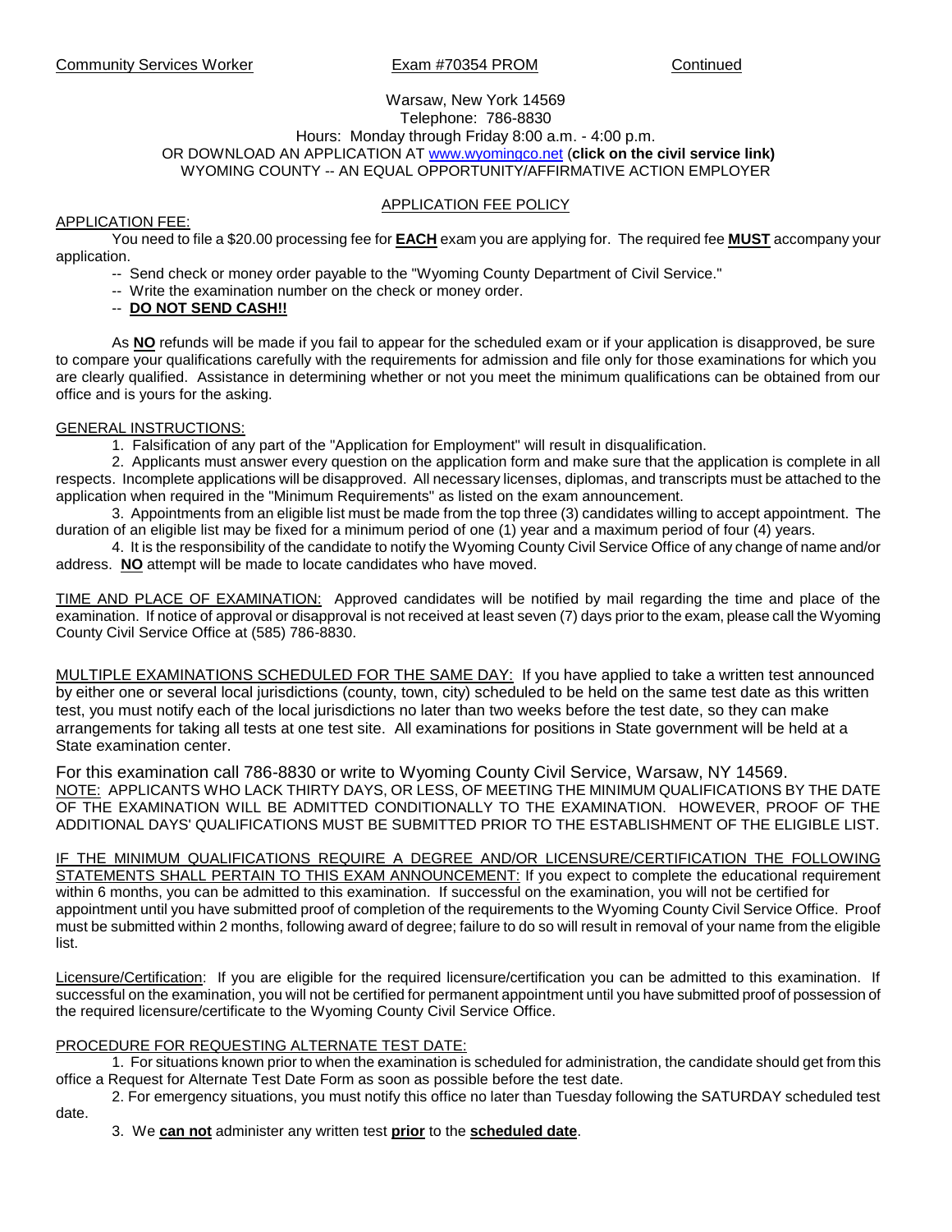Warsaw, New York 14569
Telephone: 786-8830
Hours: Monday through Friday 8:00 a.m. - 4:00 p.m.
OR DOWNLOAD AN APPLICATION AT www.wyomingco.net (**click on the civil service link)**
WYOMING COUNTY -- AN EQUAL OPPORTUNITY/AFFIRMATIVE ACTION EMPLOYER

## APPLICATION FEE POLICY

**APPLICATION FEE:**

You need to file a $20.00 processing fee for **EACH** exam you are applying for. The required fee **MUST** accompany your application.

-- Send check or money order payable to the "Wyoming County Department of Civil Service."
-- Write the examination number on the check or money order.
-- **DO NOT SEND CASH!!**

As **NO** refunds will be made if you fail to appear for the scheduled exam or if your application is disapproved, be sure to compare your qualifications carefully with the requirements for admission and file only for those examinations for which you are clearly qualified. Assistance in determining whether or not you meet the minimum qualifications can be obtained from our office and is yours for the asking.

**GENERAL INSTRUCTIONS:**

1. Falsification of any part of the "Application for Employment" will result in disqualification.
2. Applicants must answer every question on the application form and make sure that the application is complete in all respects. Incomplete applications will be disapproved. All necessary licenses, diplomas, and transcripts must be attached to the application when required in the "Minimum Requirements" as listed on the exam announcement.
3. Appointments from an eligible list must be made from the top three (3) candidates willing to accept appointment. The duration of an eligible list may be fixed for a minimum period of one (1) year and a maximum period of four (4) years.
4. It is the responsibility of the candidate to notify the Wyoming County Civil Service Office of any change of name and/or address. **NO** attempt will be made to locate candidates who have moved.

TIME AND PLACE OF EXAMINATION: Approved candidates will be notified by mail regarding the time and place of the examination. If notice of approval or disapproval is not received at least seven (7) days prior to the exam, please call the Wyoming County Civil Service Office at (585) 786-8830.

MULTIPLE EXAMINATIONS SCHEDULED FOR THE SAME DAY: If you have applied to take a written test announced by either one or several local jurisdictions (county, town, city) scheduled to be held on the same test date as this written test, you must notify each of the local jurisdictions no later than two weeks before the test date, so they can make arrangements for taking all tests at one test site. All examinations for positions in State government will be held at a State examination center.

For this examination call 786-8830 or write to Wyoming County Civil Service, Warsaw, NY 14569.
NOTE: APPLICANTS WHO LACK THIRTY DAYS, OR LESS, OF MEETING THE MINIMUM QUALIFICATIONS BY THE DATE OF THE EXAMINATION WILL BE ADMITTED CONDITIONALLY TO THE EXAMINATION. HOWEVER, PROOF OF THE ADDITIONAL DAYS' QUALIFICATIONS MUST BE SUBMITTED PRIOR TO THE ESTABLISHMENT OF THE ELIGIBLE LIST.

IF THE MINIMUM QUALIFICATIONS REQUIRE A DEGREE AND/OR LICENSURE/CERTIFICATION THE FOLLOWING STATEMENTS SHALL PERTAIN TO THIS EXAM ANNOUNCEMENT: If you expect to complete the educational requirement within 6 months, you can be admitted to this examination. If successful on the examination, you will not be certified for appointment until you have submitted proof of completion of the requirements to the Wyoming County Civil Service Office. Proof must be submitted within 2 months, following award of degree; failure to do so will result in removal of your name from the eligible list.

Licensure/Certification: If you are eligible for the required licensure/certification you can be admitted to this examination. If successful on the examination, you will not be certified for permanent appointment until you have submitted proof of possession of the required licensure/certificate to the Wyoming County Civil Service Office.

**PROCEDURE FOR REQUESTING ALTERNATE TEST DATE:**

1. For situations known prior to when the examination is scheduled for administration, the candidate should get from this office a Request for Alternate Test Date Form as soon as possible before the test date.
2. For emergency situations, you must notify this office no later than Tuesday following the SATURDAY scheduled test date.
3. We **can not** administer any written test **prior** to the **scheduled date**.